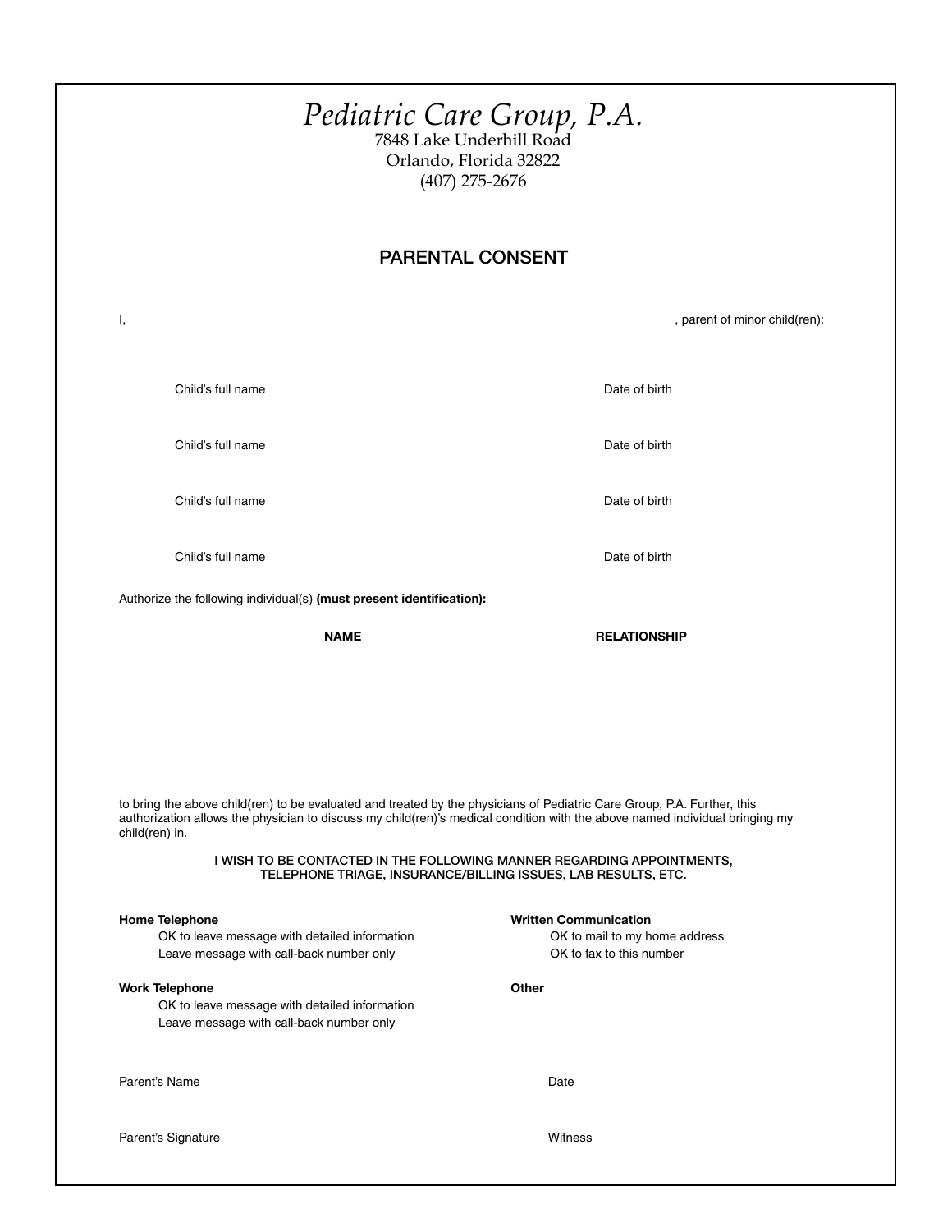# *Pediatric Care Group, P.A.*

7848 Lake Underhill Road
Orlando, Florida 32822
(407) 275-2676

## PARENTAL CONSENT

I, , parent of minor child(ren):

Child's full name Date of birth

Child's full name Date of birth

Child's full name Date of birth

Child's full name Date of birth

Authorize the following individual(s) **(must present identification):**

| **NAME** | **RELATIONSHIP** |
| --- | --- |
| | |

to bring the above child(ren) to be evaluated and treated by the physicians of Pediatric Care Group, P.A. Further, this authorization allows the physician to discuss my child(ren)'s medical condition with the above named individual bringing my child(ren) in.

I WISH TO BE CONTACTED IN THE FOLLOWING MANNER REGARDING APPOINTMENTS, TELEPHONE TRIAGE, INSURANCE/BILLING ISSUES, LAB RESULTS, ETC.

**Home Telephone**
- OK to leave message with detailed information
- Leave message with call-back number only

**Work Telephone**
- OK to leave message with detailed information
- Leave message with call-back number only

**Written Communication**
- OK to mail to my home address
- OK to fax to this number

**Other**

Parent's Name Date

Parent's Signature Witness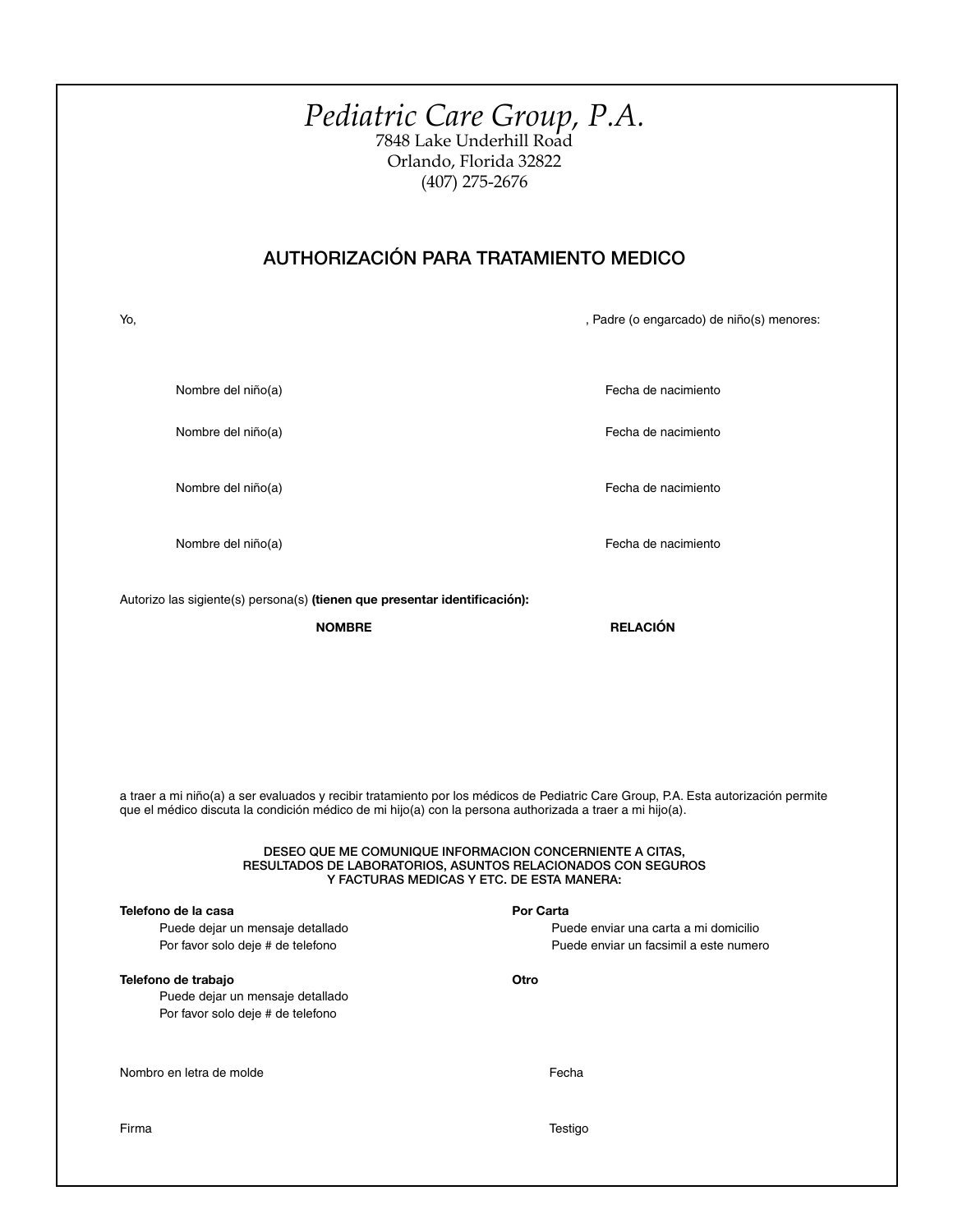# *Pediatric Care Group, P.A.*

7848 Lake Underhill Road
Orlando, Florida 32822
(407) 275-2676

## AUTHORIZACIÓN PARA TRATAMIENTO MEDICO

Yo, , Padre (o engarcado) de niño(s) menores:

| | |
|---|---|
| Nombre del niño(a) | Fecha de nacimiento |
| Nombre del niño(a) | Fecha de nacimiento |
| Nombre del niño(a) | Fecha de nacimiento |
| Nombre del niño(a) | Fecha de nacimiento |

Autorizo las sigiente(s) persona(s) **(tienen que presentar identificación):**

| NOMBRE | RELACIÓN |
|---|---|
| | |

a traer a mi niño(a) a ser evaluados y recibir tratamiento por los médicos de Pediatric Care Group, P.A. Esta autorización permite que el médico discuta la condición médico de mi hijo(a) con la persona authorizada a traer a mi hijo(a).

**DESEO QUE ME COMUNIQUE INFORMACION CONCERNIENTE A CITAS, RESULTADOS DE LABORATORIOS, ASUNTOS RELACIONADOS CON SEGUROS Y FACTURAS MEDICAS Y ETC. DE ESTA MANERA:**

**Telefono de la casa**
- Puede dejar un mensaje detallado
- Por favor solo deje # de telefono

**Telefono de trabajo**
- Puede dejar un mensaje detallado
- Por favor solo deje # de telefono

**Por Carta**
- Puede enviar una carta a mi domicilio
- Puede enviar un facsimil a este numero

**Otro**

Nombro en letra de molde

Fecha

Firma

Testigo